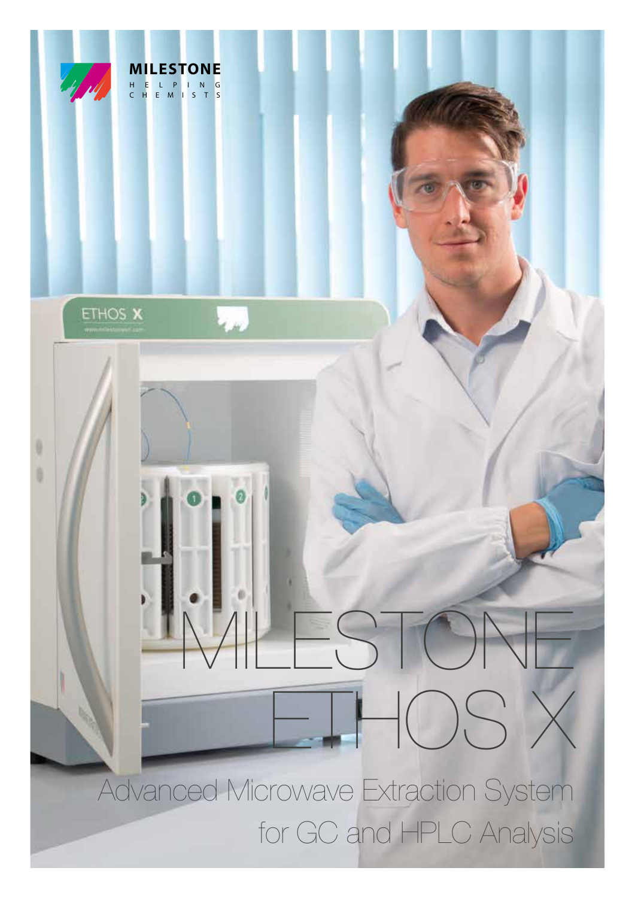MILESTONE
HELPING CHEMISTS

# MILESTONE ETHOS X

## Advanced Microwave Extraction System for GC and HPLC Analysis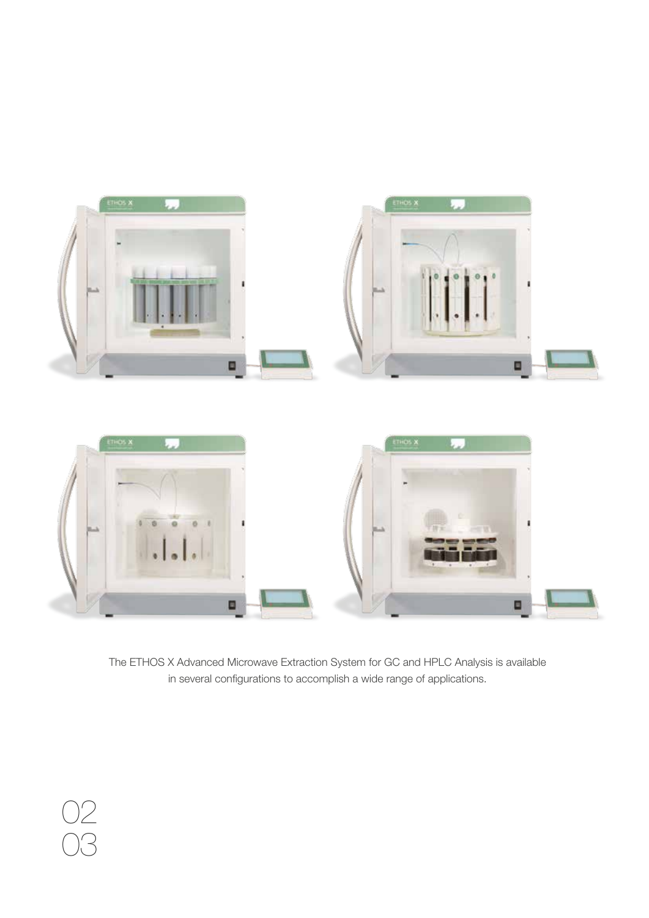The ETHOS X Advanced Microwave Extraction System for GC and HPLC Analysis is available in several configurations to accomplish a wide range of applications.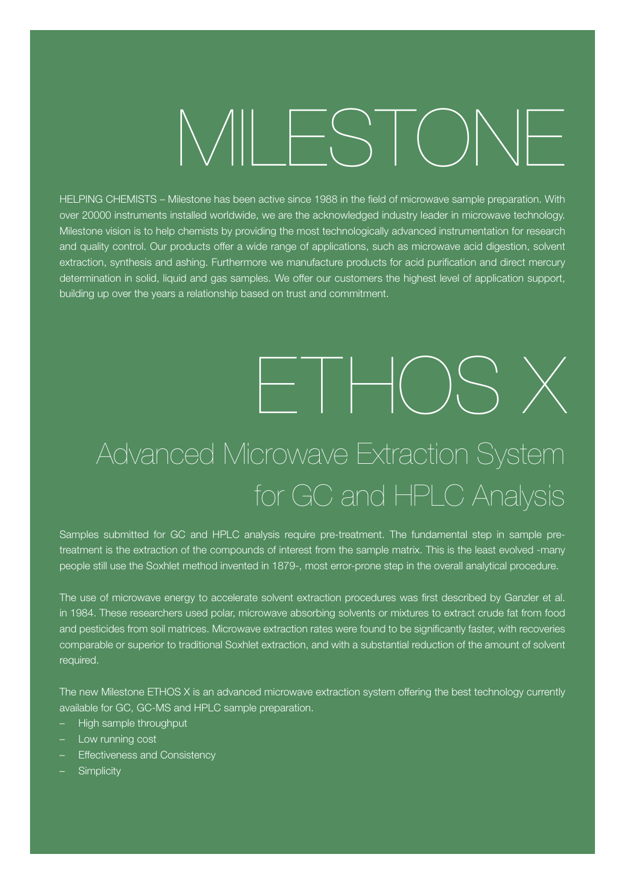# MILESTONE

HELPING CHEMISTS – Milestone has been active since 1988 in the field of microwave sample preparation. With over 20000 instruments installed worldwide, we are the acknowledged industry leader in microwave technology. Milestone vision is to help chemists by providing the most technologically advanced instrumentation for research and quality control. Our products offer a wide range of applications, such as microwave acid digestion, solvent extraction, synthesis and ashing. Furthermore we manufacture products for acid purification and direct mercury determination in solid, liquid and gas samples. We offer our customers the highest level of application support, building up over the years a relationship based on trust and commitment.

# ETHOS X

## Advanced Microwave Extraction System for GC and HPLC Analysis

Samples submitted for GC and HPLC analysis require pre-treatment. The fundamental step in sample pre-treatment is the extraction of the compounds of interest from the sample matrix. This is the least evolved -many people still use the Soxhlet method invented in 1879-, most error-prone step in the overall analytical procedure.

The use of microwave energy to accelerate solvent extraction procedures was first described by Ganzler et al. in 1984. These researchers used polar, microwave absorbing solvents or mixtures to extract crude fat from food and pesticides from soil matrices. Microwave extraction rates were found to be significantly faster, with recoveries comparable or superior to traditional Soxhlet extraction, and with a substantial reduction of the amount of solvent required.

The new Milestone ETHOS X is an advanced microwave extraction system offering the best technology currently available for GC, GC-MS and HPLC sample preparation.

- High sample throughput
- Low running cost
- Effectiveness and Consistency
- Simplicity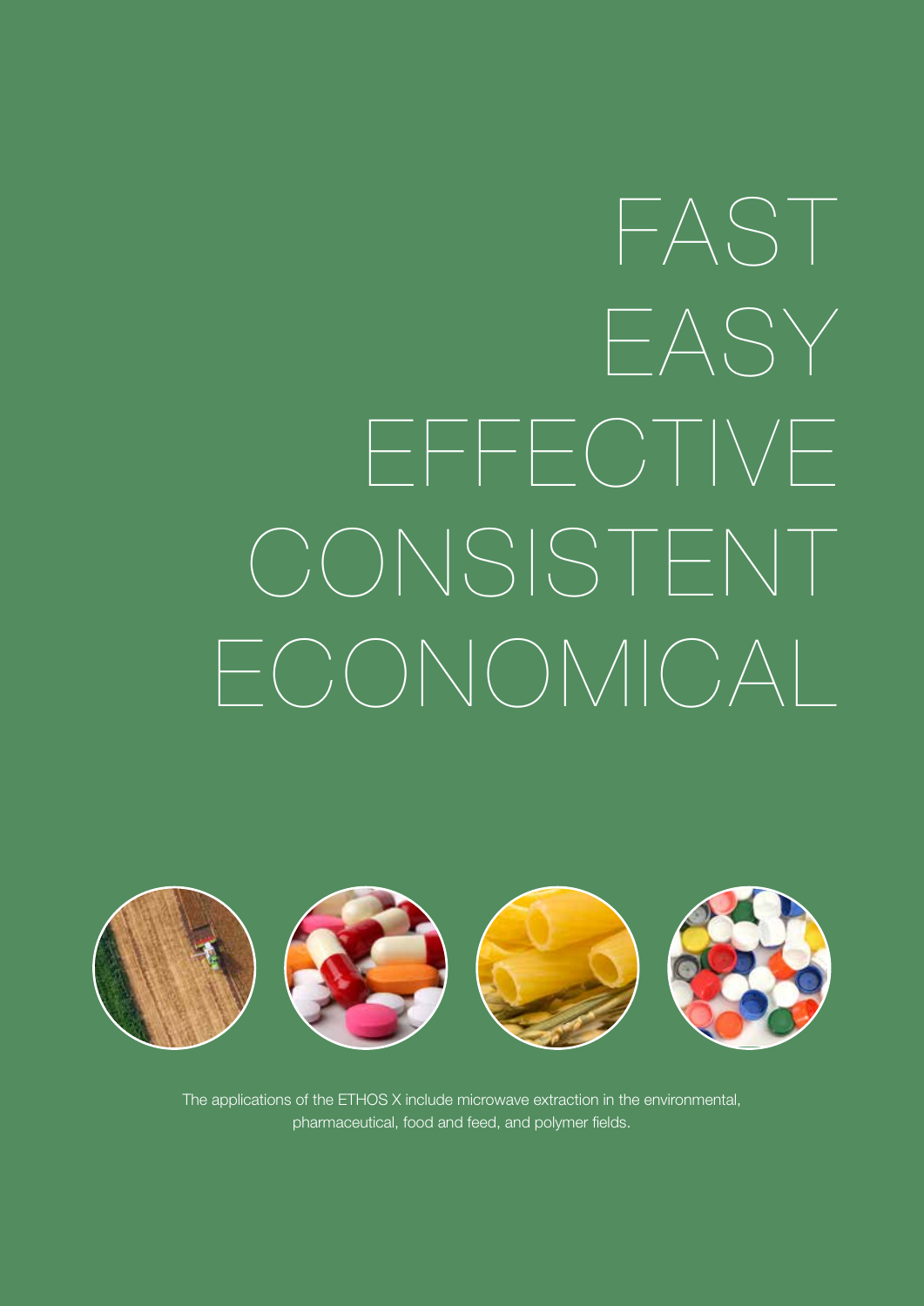# FAST
# EASY
# EFFECTIVE
# CONSISTENT
# ECONOMICAL

The applications of the ETHOS X include microwave extraction in the environmental, pharmaceutical, food and feed, and polymer fields.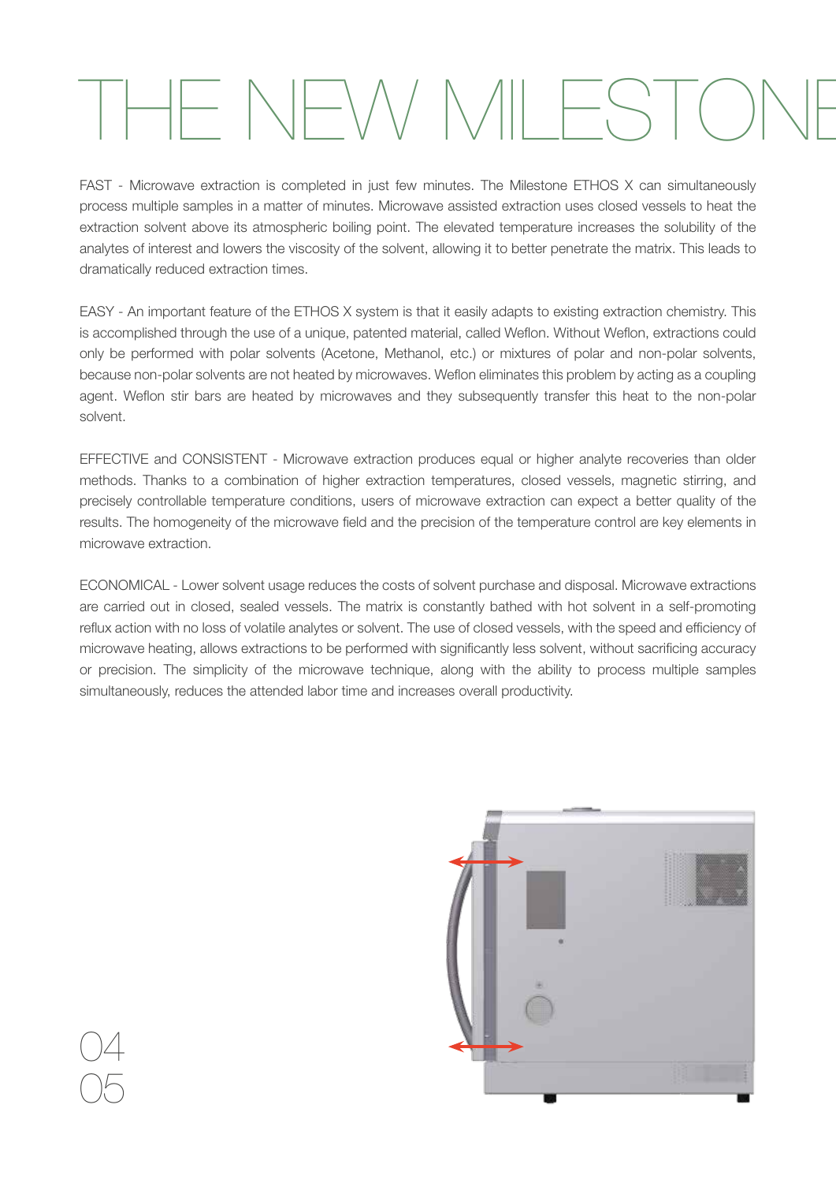# THE NEW MILESTONE

FAST - Microwave extraction is completed in just few minutes. The Milestone ETHOS X can simultaneously process multiple samples in a matter of minutes. Microwave assisted extraction uses closed vessels to heat the extraction solvent above its atmospheric boiling point. The elevated temperature increases the solubility of the analytes of interest and lowers the viscosity of the solvent, allowing it to better penetrate the matrix. This leads to dramatically reduced extraction times.

EASY - An important feature of the ETHOS X system is that it easily adapts to existing extraction chemistry. This is accomplished through the use of a unique, patented material, called Weflon. Without Weflon, extractions could only be performed with polar solvents (Acetone, Methanol, etc.) or mixtures of polar and non-polar solvents, because non-polar solvents are not heated by microwaves. Weflon eliminates this problem by acting as a coupling agent. Weflon stir bars are heated by microwaves and they subsequently transfer this heat to the non-polar solvent.

EFFECTIVE and CONSISTENT - Microwave extraction produces equal or higher analyte recoveries than older methods. Thanks to a combination of higher extraction temperatures, closed vessels, magnetic stirring, and precisely controllable temperature conditions, users of microwave extraction can expect a better quality of the results. The homogeneity of the microwave field and the precision of the temperature control are key elements in microwave extraction.

ECONOMICAL - Lower solvent usage reduces the costs of solvent purchase and disposal. Microwave extractions are carried out in closed, sealed vessels. The matrix is constantly bathed with hot solvent in a self-promoting reflux action with no loss of volatile analytes or solvent. The use of closed vessels, with the speed and efficiency of microwave heating, allows extractions to be performed with significantly less solvent, without sacrificing accuracy or precision. The simplicity of the microwave technique, along with the ability to process multiple samples simultaneously, reduces the attended labor time and increases overall productivity.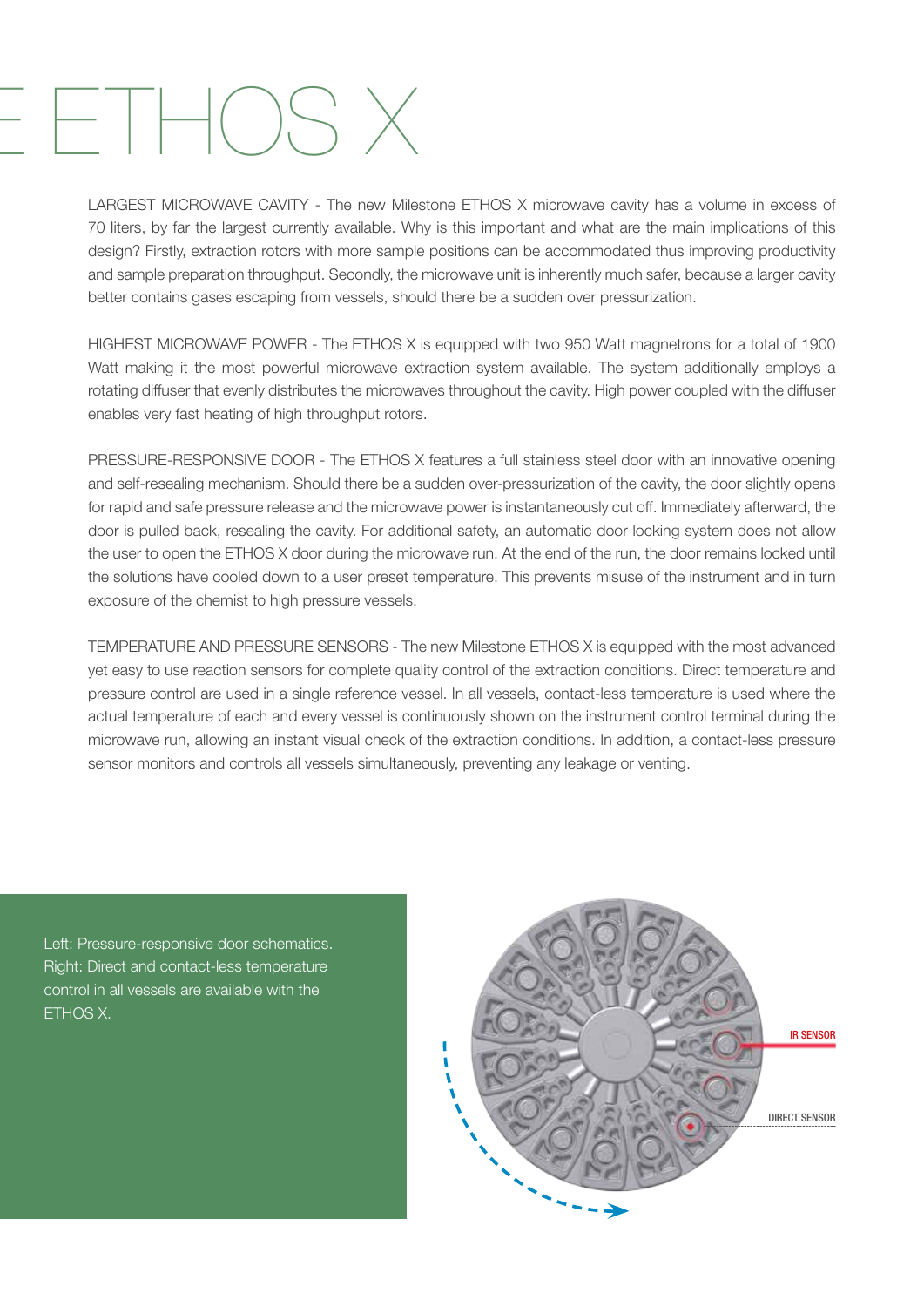# ETHOS X

LARGEST MICROWAVE CAVITY - The new Milestone ETHOS X microwave cavity has a volume in excess of 70 liters, by far the largest currently available. Why is this important and what are the main implications of this design? Firstly, extraction rotors with more sample positions can be accommodated thus improving productivity and sample preparation throughput. Secondly, the microwave unit is inherently much safer, because a larger cavity better contains gases escaping from vessels, should there be a sudden over pressurization.

HIGHEST MICROWAVE POWER - The ETHOS X is equipped with two 950 Watt magnetrons for a total of 1900 Watt making it the most powerful microwave extraction system available. The system additionally employs a rotating diffuser that evenly distributes the microwaves throughout the cavity. High power coupled with the diffuser enables very fast heating of high throughput rotors.

PRESSURE-RESPONSIVE DOOR - The ETHOS X features a full stainless steel door with an innovative opening and self-resealing mechanism. Should there be a sudden over-pressurization of the cavity, the door slightly opens for rapid and safe pressure release and the microwave power is instantaneously cut off. Immediately afterward, the door is pulled back, resealing the cavity. For additional safety, an automatic door locking system does not allow the user to open the ETHOS X door during the microwave run. At the end of the run, the door remains locked until the solutions have cooled down to a user preset temperature. This prevents misuse of the instrument and in turn exposure of the chemist to high pressure vessels.

TEMPERATURE AND PRESSURE SENSORS - The new Milestone ETHOS X is equipped with the most advanced yet easy to use reaction sensors for complete quality control of the extraction conditions. Direct temperature and pressure control are used in a single reference vessel. In all vessels, contact-less temperature is used where the actual temperature of each and every vessel is continuously shown on the instrument control terminal during the microwave run, allowing an instant visual check of the extraction conditions. In addition, a contact-less pressure sensor monitors and controls all vessels simultaneously, preventing any leakage or venting.

Left: Pressure-responsive door schematics. Right: Direct and contact-less temperature control in all vessels are available with the ETHOS X.

IR SENSOR

DIRECT SENSOR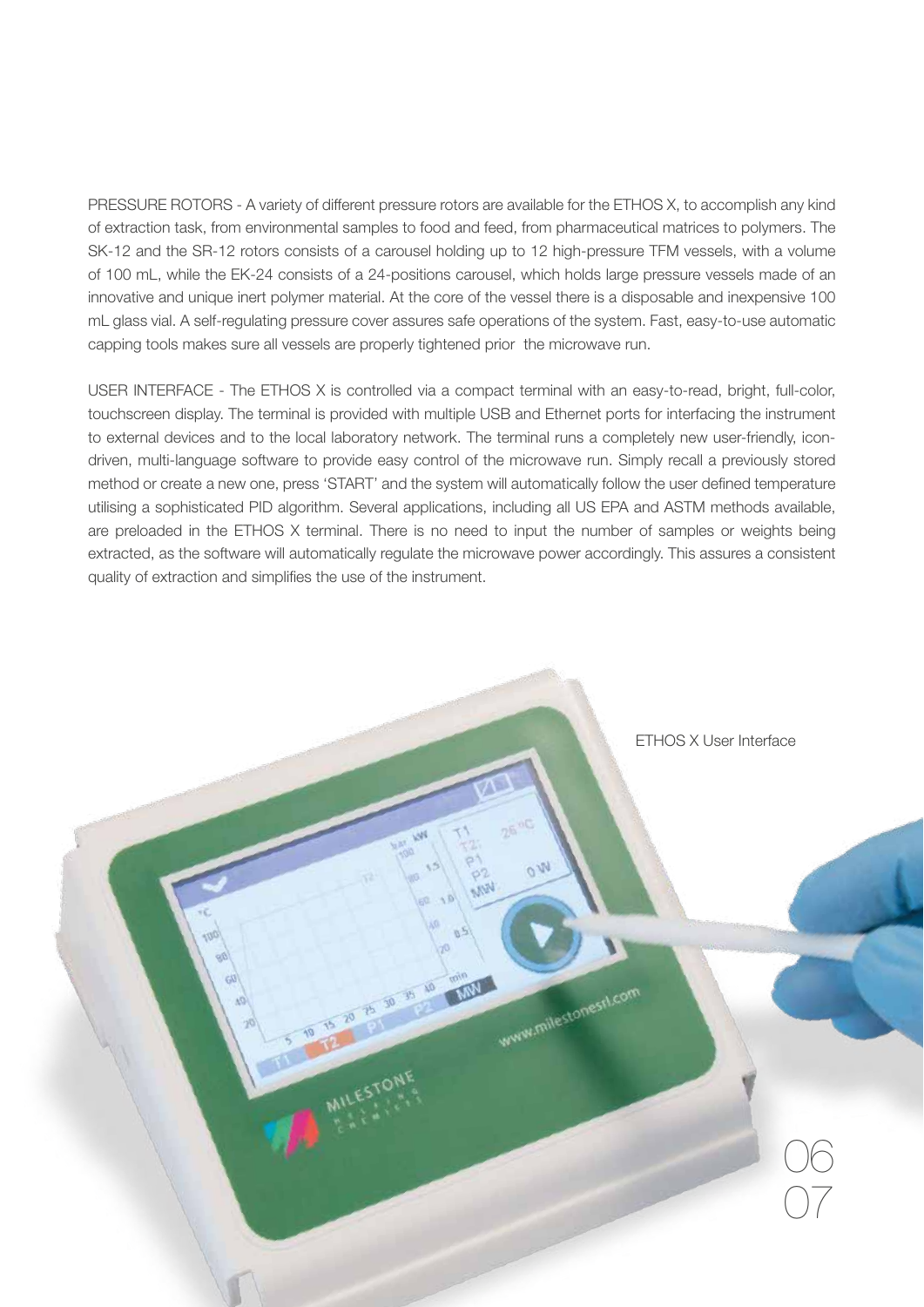PRESSURE ROTORS - A variety of different pressure rotors are available for the ETHOS X, to accomplish any kind of extraction task, from environmental samples to food and feed, from pharmaceutical matrices to polymers. The SK-12 and the SR-12 rotors consists of a carousel holding up to 12 high-pressure TFM vessels, with a volume of 100 mL, while the EK-24 consists of a 24-positions carousel, which holds large pressure vessels made of an innovative and unique inert polymer material. At the core of the vessel there is a disposable and inexpensive 100 mL glass vial. A self-regulating pressure cover assures safe operations of the system. Fast, easy-to-use automatic capping tools makes sure all vessels are properly tightened prior  the microwave run.

USER INTERFACE - The ETHOS X is controlled via a compact terminal with an easy-to-read, bright, full-color, touchscreen display. The terminal is provided with multiple USB and Ethernet ports for interfacing the instrument to external devices and to the local laboratory network. The terminal runs a completely new user-friendly, icon-driven, multi-language software to provide easy control of the microwave run. Simply recall a previously stored method or create a new one, press 'START' and the system will automatically follow the user defined temperature utilising a sophisticated PID algorithm. Several applications, including all US EPA and ASTM methods available, are preloaded in the ETHOS X terminal. There is no need to input the number of samples or weights being extracted, as the software will automatically regulate the microwave power accordingly. This assures a consistent quality of extraction and simplifies the use of the instrument.

ETHOS X User Interface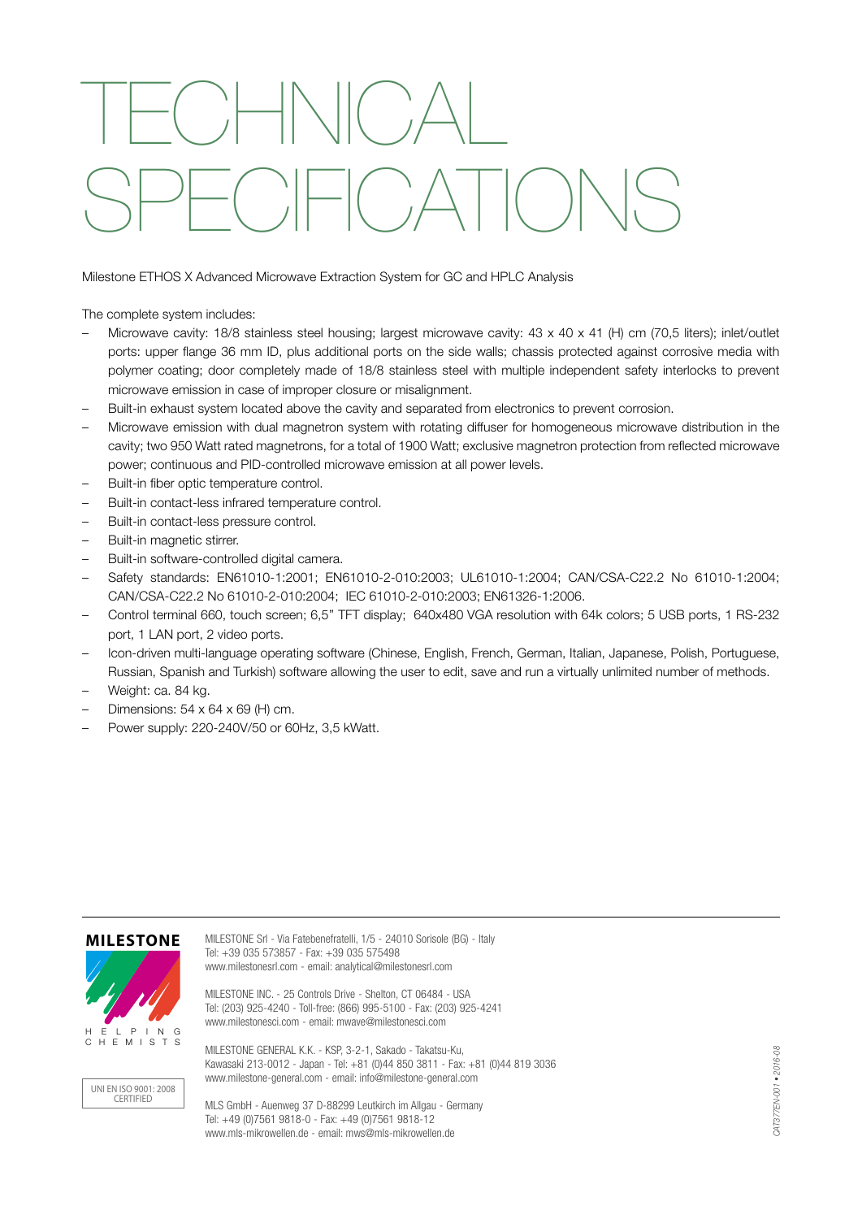# TECHNICAL SPECIFICATIONS

Milestone ETHOS X Advanced Microwave Extraction System for GC and HPLC Analysis

The complete system includes:

- Microwave cavity: 18/8 stainless steel housing; largest microwave cavity: 43 x 40 x 41 (H) cm (70,5 liters); inlet/outlet ports: upper flange 36 mm ID, plus additional ports on the side walls; chassis protected against corrosive media with polymer coating; door completely made of 18/8 stainless steel with multiple independent safety interlocks to prevent microwave emission in case of improper closure or misalignment.
- Built-in exhaust system located above the cavity and separated from electronics to prevent corrosion.
- Microwave emission with dual magnetron system with rotating diffuser for homogeneous microwave distribution in the cavity; two 950 Watt rated magnetrons, for a total of 1900 Watt; exclusive magnetron protection from reflected microwave power; continuous and PID-controlled microwave emission at all power levels.
- Built-in fiber optic temperature control.
- Built-in contact-less infrared temperature control.
- Built-in contact-less pressure control.
- Built-in magnetic stirrer.
- Built-in software-controlled digital camera.
- Safety standards: EN61010-1:2001; EN61010-2-010:2003; UL61010-1:2004; CAN/CSA-C22.2 No 61010-1:2004; CAN/CSA-C22.2 No 61010-2-010:2004; IEC 61010-2-010:2003; EN61326-1:2006.
- Control terminal 660, touch screen; 6,5" TFT display; 640x480 VGA resolution with 64k colors; 5 USB ports, 1 RS-232 port, 1 LAN port, 2 video ports.
- Icon-driven multi-language operating software (Chinese, English, French, German, Italian, Japanese, Polish, Portuguese, Russian, Spanish and Turkish) software allowing the user to edit, save and run a virtually unlimited number of methods.
- Weight: ca. 84 kg.
- Dimensions: 54 x 64 x 69 (H) cm.
- Power supply: 220-240V/50 or 60Hz, 3,5 kWatt.

**MILESTONE**

HELPING CHEMISTS

UNI EN ISO 9001: 2008 CERTIFIED

MILESTONE Srl - Via Fatebenefratelli, 1/5 - 24010 Sorisole (BG) - Italy
Tel: +39 035 573857 - Fax: +39 035 575498
www.milestonesrl.com - email: analytical@milestonesrl.com

MILESTONE INC. - 25 Controls Drive - Shelton, CT 06484 - USA
Tel: (203) 925-4240 - Toll-free: (866) 995-5100 - Fax: (203) 925-4241
www.milestonesci.com - email: mwave@milestonesci.com

MILESTONE GENERAL K.K. - KSP, 3-2-1, Sakado - Takatsu-Ku,
Kawasaki 213-0012 - Japan - Tel: +81 (0)44 850 3811 - Fax: +81 (0)44 819 3036
www.milestone-general.com - email: info@milestone-general.com

MLS GmbH - Auenweg 37 D-88299 Leutkirch im Allgau - Germany
Tel: +49 (0)7561 9818-0 - Fax: +49 (0)7561 9818-12
www.mls-mikrowellen.de - email: mws@mls-mikrowellen.de

CAT377EN-001 • 2016-08